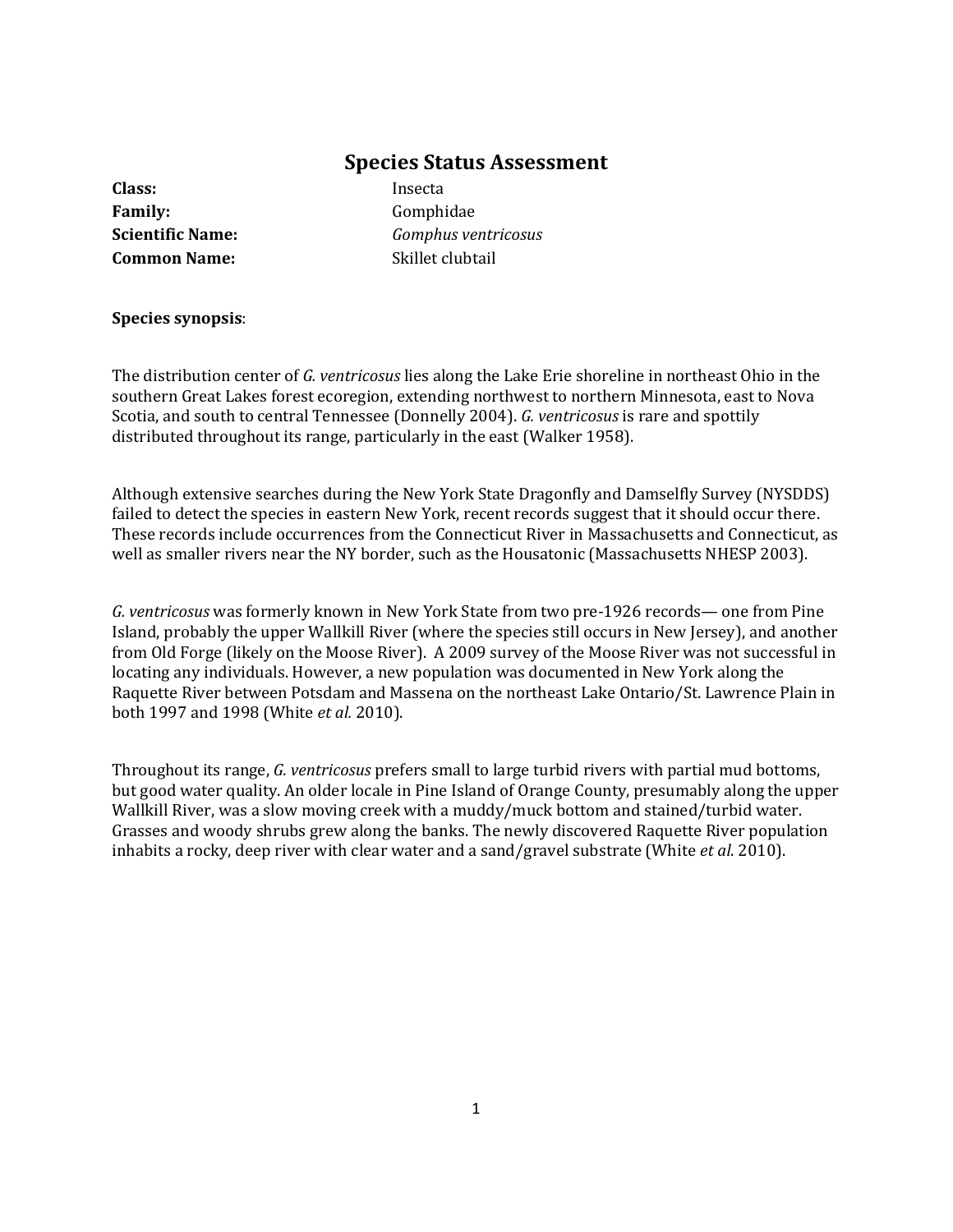# Species Status Assessment

**Class:** Insecta

**Family:** Gomphidae

**Scientific Name:** *Gomphus ventricosus*

**Common Name:** Skillet clubtail

**Species synopsis**:

The distribution center of *G. ventricosus* lies along the Lake Erie shoreline in northeast Ohio in the southern Great Lakes forest ecoregion, extending northwest to northern Minnesota, east to Nova Scotia, and south to central Tennessee (Donnelly 2004). *G. ventricosus* is rare and spottily distributed throughout its range, particularly in the east (Walker 1958).

Although extensive searches during the New York State Dragonfly and Damselfly Survey (NYSDDS) failed to detect the species in eastern New York, recent records suggest that it should occur there. These records include occurrences from the Connecticut River in Massachusetts and Connecticut, as well as smaller rivers near the NY border, such as the Housatonic (Massachusetts NHESP 2003).

*G. ventricosus* was formerly known in New York State from two pre-1926 records— one from Pine Island, probably the upper Wallkill River (where the species still occurs in New Jersey), and another from Old Forge (likely on the Moose River). A 2009 survey of the Moose River was not successful in locating any individuals. However, a new population was documented in New York along the Raquette River between Potsdam and Massena on the northeast Lake Ontario/St. Lawrence Plain in both 1997 and 1998 (White *et al.* 2010).

Throughout its range, *G. ventricosus* prefers small to large turbid rivers with partial mud bottoms, but good water quality. An older locale in Pine Island of Orange County, presumably along the upper Wallkill River, was a slow moving creek with a muddy/muck bottom and stained/turbid water. Grasses and woody shrubs grew along the banks. The newly discovered Raquette River population inhabits a rocky, deep river with clear water and a sand/gravel substrate (White *et al*. 2010).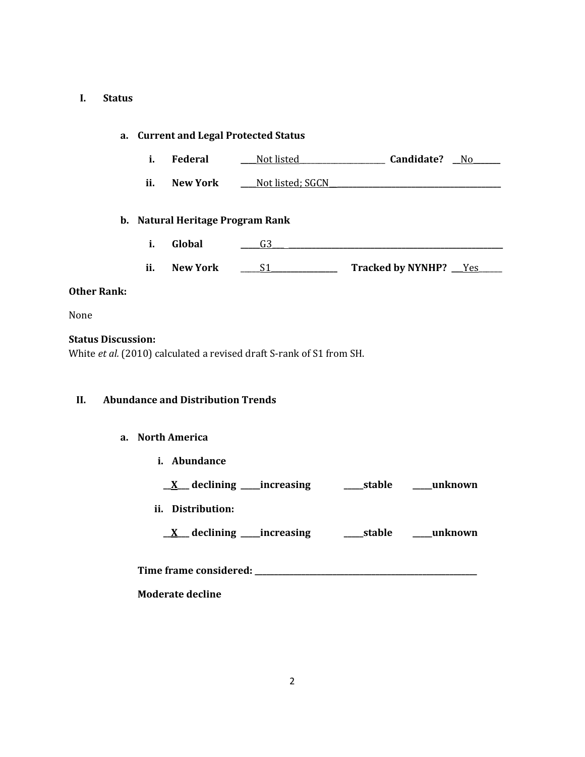## I. Status

### a. Current and Legal Protected Status

**i. Federal** ____Not listed____________________ **Candidate?** __No______

**ii. New York** ____Not listed; SGCN__________________________________

### b. Natural Heritage Program Rank

**i. Global** _____G3___ ________________________________________________

**ii. New York** _____S1_______________ **Tracked by NYNHP?** ___Yes_____

**Other Rank:**

None

**Status Discussion:**

White *et al.* (2010) calculated a revised draft S-rank of S1 from SH.

## II. Abundance and Distribution Trends

### a. North America

**i. Abundance**

__X__ **declining** _____**increasing** _____**stable** _____**unknown**

**ii. Distribution:**

__X__ **declining** _____**increasing** _____**stable** _____**unknown**

**Time frame considered:** ___________________________________________________

**Moderate decline**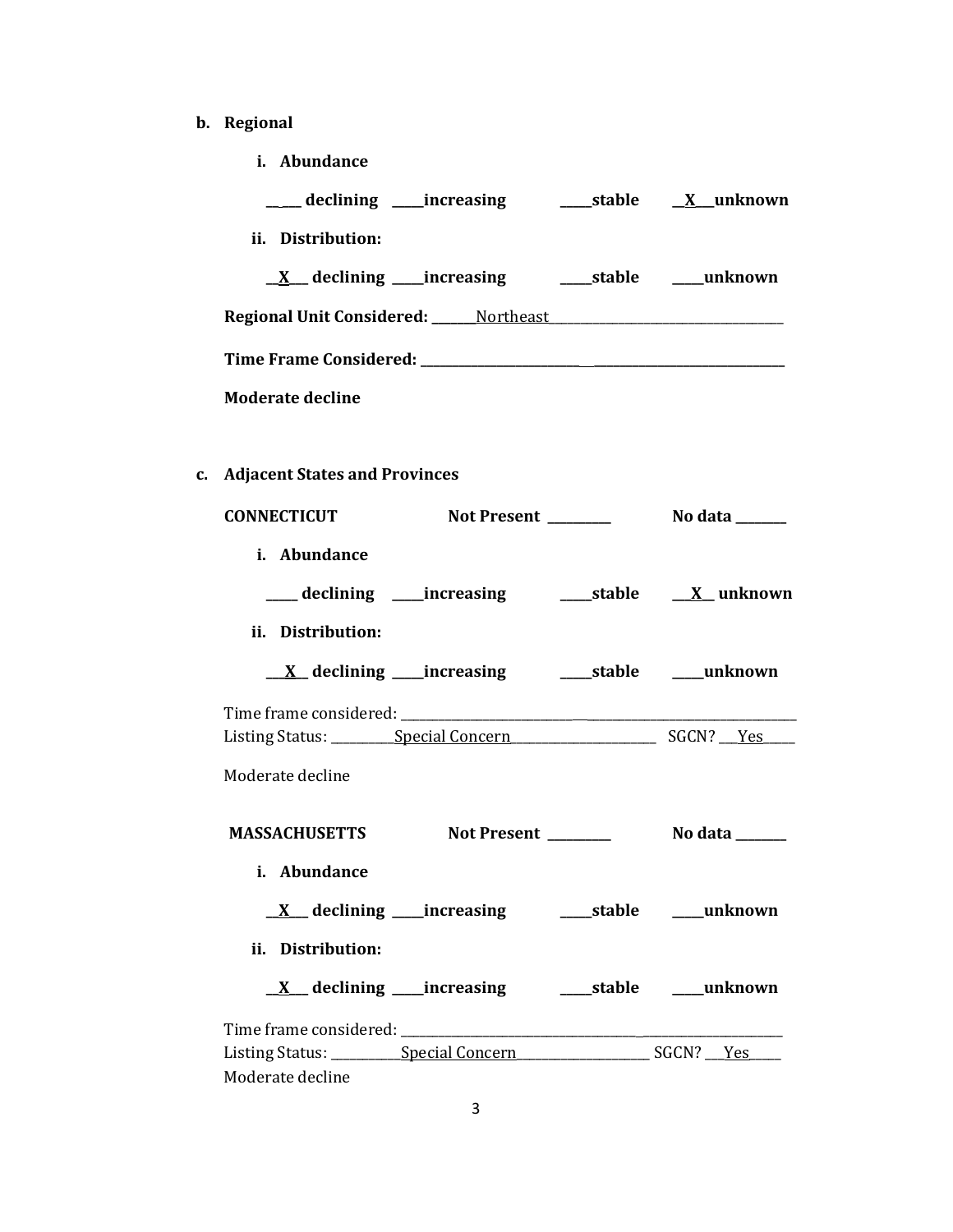**b. Regional**

**i. Abundance**

**\_\_\_\_ declining \_\_\_\_increasing \_\_\_\_stable \_\_X\_\_unknown**

**ii. Distribution:**

**\_\_X\_\_ declining \_\_\_\_increasing \_\_\_\_stable \_\_\_\_unknown**

**Regional Unit Considered:** \_\_\_\_\_\_Northeast\_\_\_\_\_\_\_\_\_\_\_\_\_\_\_\_\_\_\_\_\_\_\_\_\_\_\_\_\_\_\_\_

**Time Frame Considered:** \_\_\_\_\_\_\_\_\_\_\_\_\_\_\_\_\_\_\_\_\_\_\_\_\_\_\_\_\_\_\_\_\_\_\_\_\_\_\_\_\_\_\_\_\_\_\_

**Moderate decline**

**c. Adjacent States and Provinces**

**CONNECTICUT** **Not Present \_\_\_\_\_\_\_\_** **No data \_\_\_\_\_\_\_**

**i. Abundance**

**\_\_\_\_ declining \_\_\_\_increasing \_\_\_\_stable \_\_X\_\_ unknown**

**ii. Distribution:**

**\_\_X\_\_ declining \_\_\_\_increasing \_\_\_\_stable \_\_\_\_unknown**

Time frame considered: \_\_\_\_\_\_\_\_\_\_\_\_\_\_\_\_\_\_\_\_\_\_\_\_\_\_\_\_\_\_\_\_\_\_\_\_\_\_\_\_\_\_\_\_\_\_\_\_\_\_\_\_
Listing Status: \_\_\_\_\_\_\_\_\_Special Concern\_\_\_\_\_\_\_\_\_\_\_\_\_\_\_\_\_\_\_\_ SGCN? \_\_\_Yes\_\_\_\_\_

Moderate decline

**MASSACHUSETTS** **Not Present \_\_\_\_\_\_\_\_** **No data \_\_\_\_\_\_\_**

**i. Abundance**

**\_\_X\_\_ declining \_\_\_\_increasing \_\_\_\_stable \_\_\_\_unknown**

**ii. Distribution:**

**\_\_X\_\_ declining \_\_\_\_increasing \_\_\_\_stable \_\_\_\_unknown**

Time frame considered: \_\_\_\_\_\_\_\_\_\_\_\_\_\_\_\_\_\_\_\_\_\_\_\_\_\_\_\_\_\_\_\_\_\_\_\_\_\_\_\_\_\_\_\_\_\_\_\_\_\_\_\_
Listing Status: \_\_\_\_\_\_\_\_\_\_Special Concern\_\_\_\_\_\_\_\_\_\_\_\_\_\_\_\_\_\_\_ SGCN? \_\_\_Yes\_\_\_\_\_
Moderate decline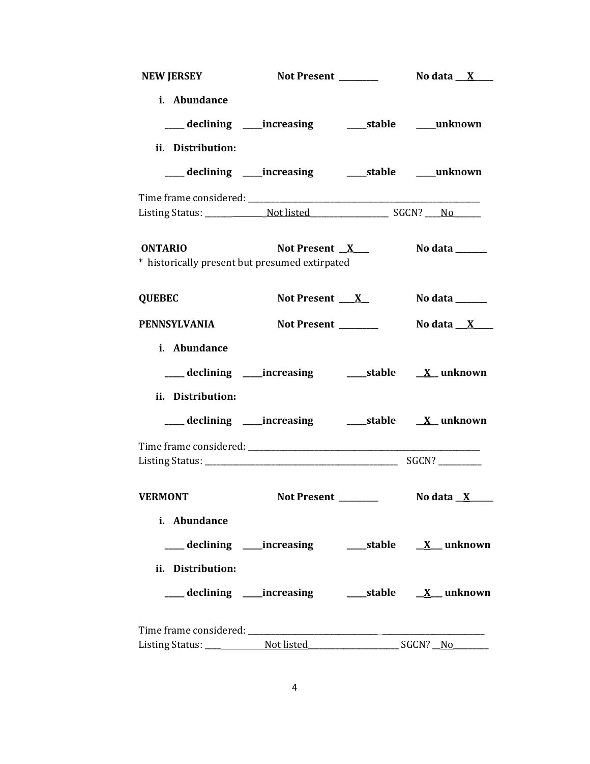**NEW JERSEY** **Not Present** ________ **No data** __X__

**i. Abundance**

**____ declining ____increasing ____stable ____unknown**

**ii. Distribution:**

**____ declining ____increasing ____stable ____unknown**

Time frame considered: ________________________________________

Listing Status: ________Not listed________ SGCN? ___No______

**ONTARIO** **Not Present** __X__ **No data** ______

\* historically present but presumed extirpated

**QUEBEC** **Not Present** __X__ **No data** ______

**PENNSYLVANIA** **Not Present** ________ **No data** __X__

**i. Abundance**

**____ declining ____increasing ____stable __X__ unknown**

**ii. Distribution:**

**____ declining ____increasing ____stable __X__ unknown**

Time frame considered: ________________________________________

Listing Status: ________________________________ SGCN? ________

**VERMONT** **Not Present** ________ **No data** __X__

**i. Abundance**

**____ declining ____increasing ____stable __X__ unknown**

**ii. Distribution:**

**____ declining ____increasing ____stable __X__ unknown**

Time frame considered: ________________________________________

Listing Status: ________Not listed________ SGCN? __No______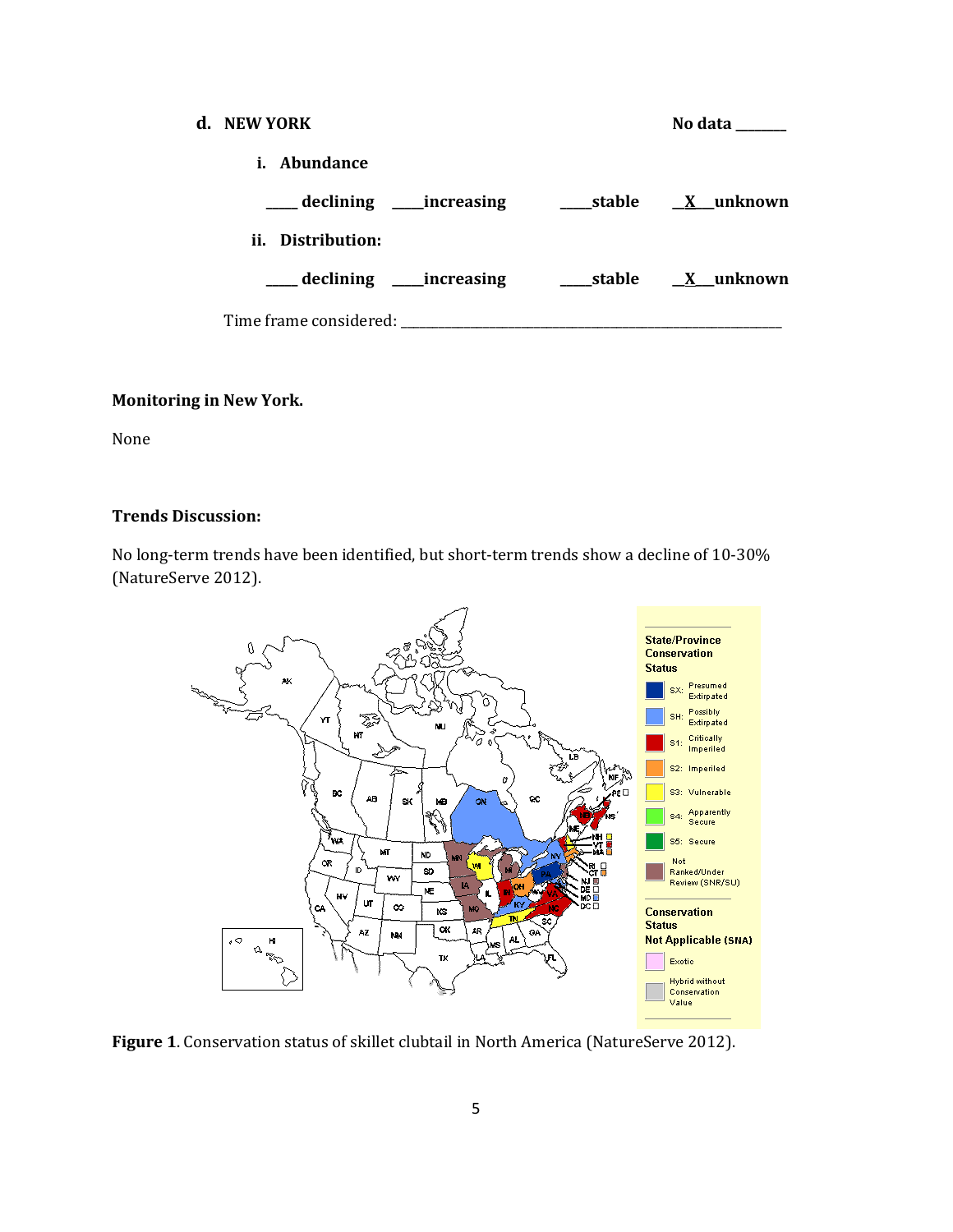**d. NEW YORK** No data _______

**i. Abundance**

_____ declining _____increasing _____stable __X__unknown

**ii. Distribution:**

_____ declining _____increasing _____stable __X__unknown

Time frame considered: ___________________________________________________________

**Monitoring in New York.**

None

**Trends Discussion:**

No long-term trends have been identified, but short-term trends show a decline of 10-30% (NatureServe 2012).

**Figure 1**. Conservation status of skillet clubtail in North America (NatureServe 2012).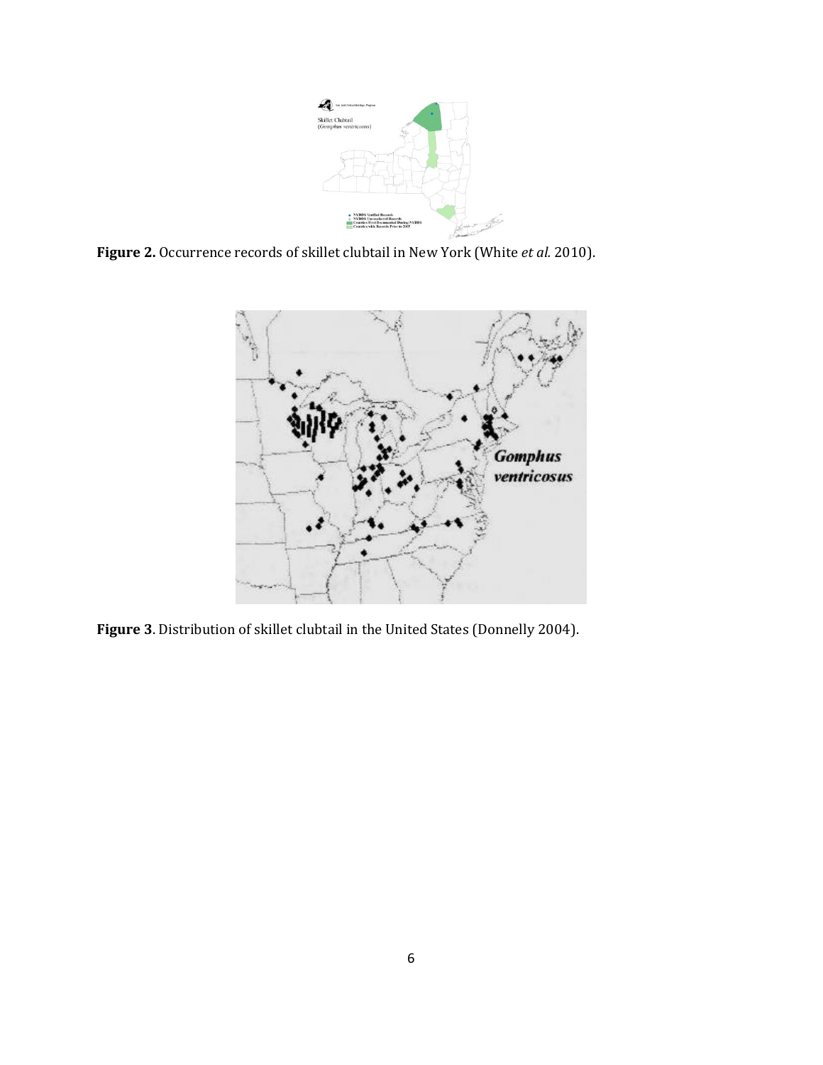**Figure 2.** Occurrence records of skillet clubtail in New York (White *et al.* 2010).

**Figure 3**. Distribution of skillet clubtail in the United States (Donnelly 2004).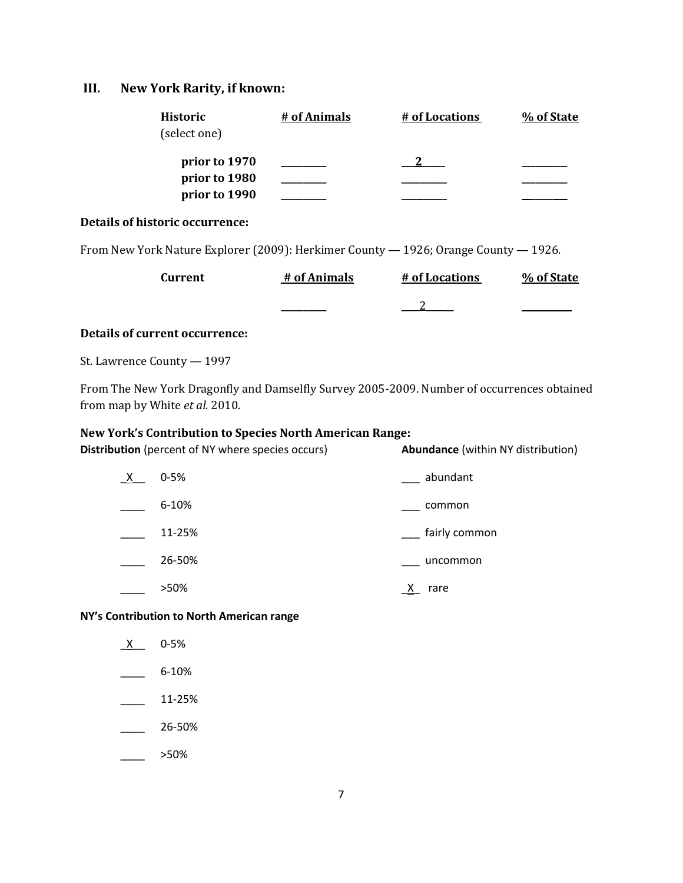## III. New York Rarity, if known:

| Historic (select one) | # of Animals | # of Locations | % of State |
|---|---|---|---|
| **prior to 1970** | ________ | __2____ | ________ |
| **prior to 1980** | ________ | ________ | ________ |
| **prior to 1990** | ________ | ________ | ________ |

**Details of historic occurrence:**

From New York Nature Explorer (2009): Herkimer County — 1926; Orange County — 1926.

| Current | # of Animals | # of Locations | % of State |
|---|---|---|---|
| | ________ | ___2_____ | _________ |

**Details of current occurrence:**

St. Lawrence County — 1997

From The New York Dragonfly and Damselfly Survey 2005-2009. Number of occurrences obtained from map by White *et al.* 2010.

**New York's Contribution to Species North American Range:**

| **Distribution** (percent of NY where species occurs) | **Abundance** (within NY distribution) |
|---|---|
| _X__ 0-5% | ___ abundant |
| ____ 6-10% | ___ common |
| ____ 11-25% | ___ fairly common |
| ____ 26-50% | ___ uncommon |
| ____ >50% | _X_ rare |

**NY's Contribution to North American range**

- _X__ 0-5%
- ____ 6-10%
- ____ 11-25%
- ____ 26-50%
- ____ >50%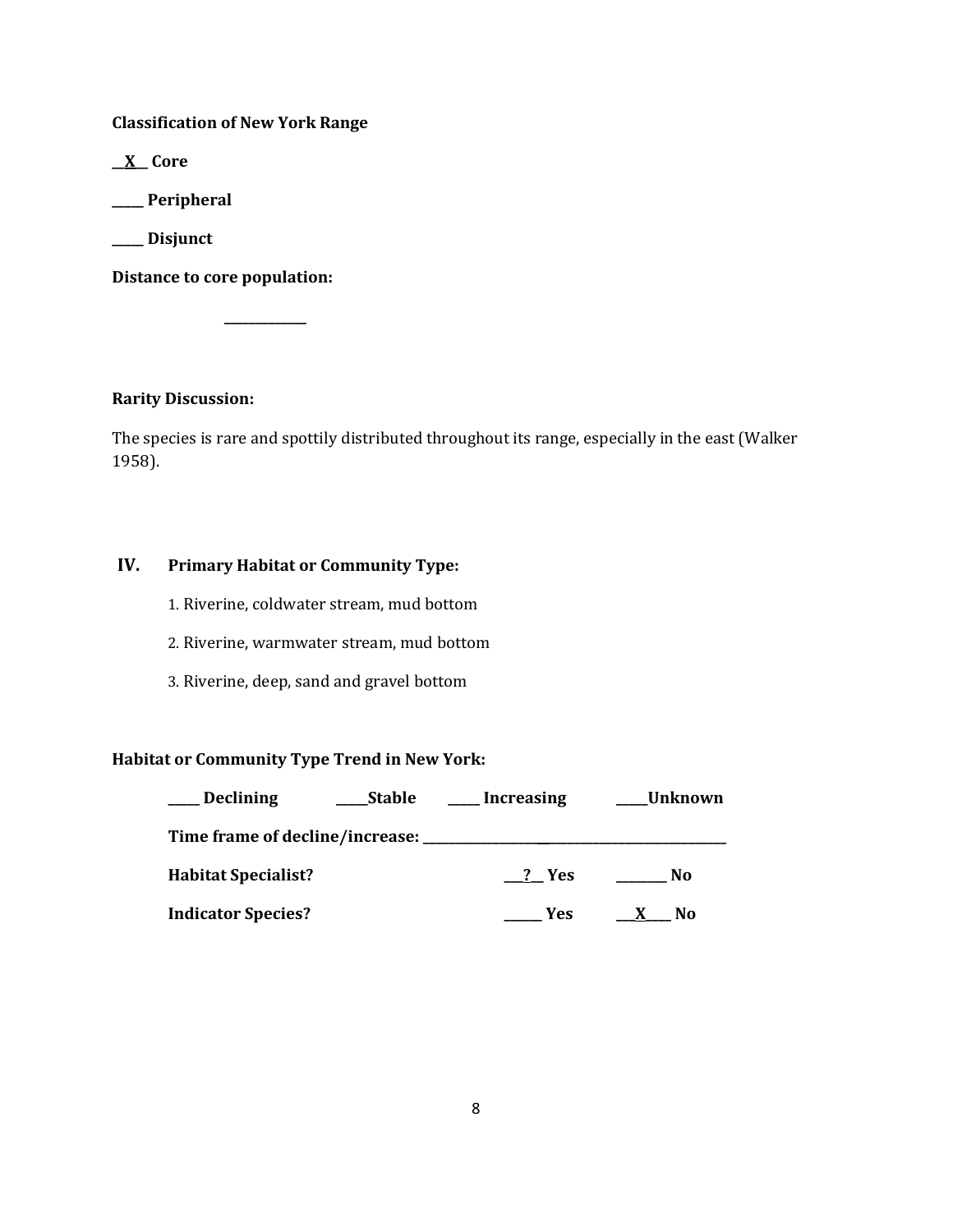**Classification of New York Range**

__X__ **Core**

_____ **Peripheral**

_____ **Disjunct**

**Distance to core population:**

_____________

**Rarity Discussion:**

The species is rare and spottily distributed throughout its range, especially in the east (Walker 1958).

## IV. Primary Habitat or Community Type:

1. Riverine, coldwater stream, mud bottom
2. Riverine, warmwater stream, mud bottom
3. Riverine, deep, sand and gravel bottom

**Habitat or Community Type Trend in New York:**

_____ **Declining** _____**Stable** _____ **Increasing** _____**Unknown**

**Time frame of decline/increase:** _______________________________________________

**Habitat Specialist?** ___?__ **Yes** ________ **No**

**Indicator Species?** ______ **Yes** ___X____ **No**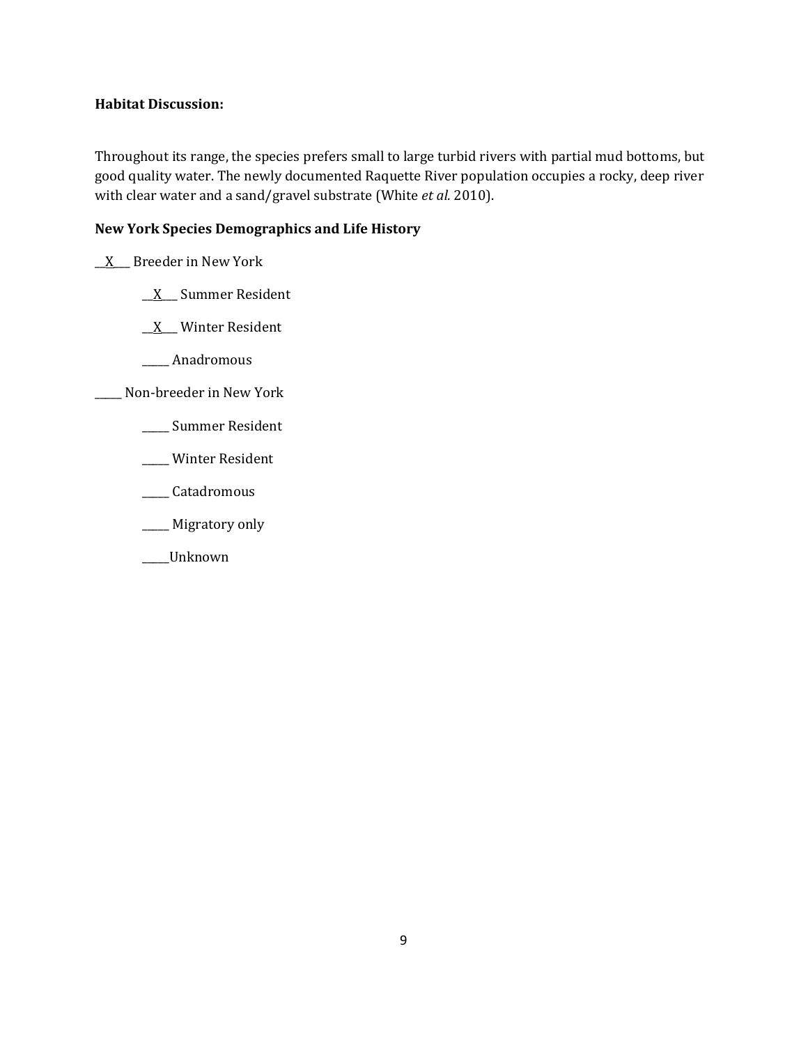**Habitat Discussion:**

Throughout its range, the species prefers small to large turbid rivers with partial mud bottoms, but good quality water. The newly documented Raquette River population occupies a rocky, deep river with clear water and a sand/gravel substrate (White *et al.* 2010).

**New York Species Demographics and Life History**

__X___ Breeder in New York

  __X___ Summer Resident

  __X___ Winter Resident

  _____ Anadromous

_____ Non-breeder in New York

  _____ Summer Resident

  _____ Winter Resident

  _____ Catadromous

  _____ Migratory only

  _____Unknown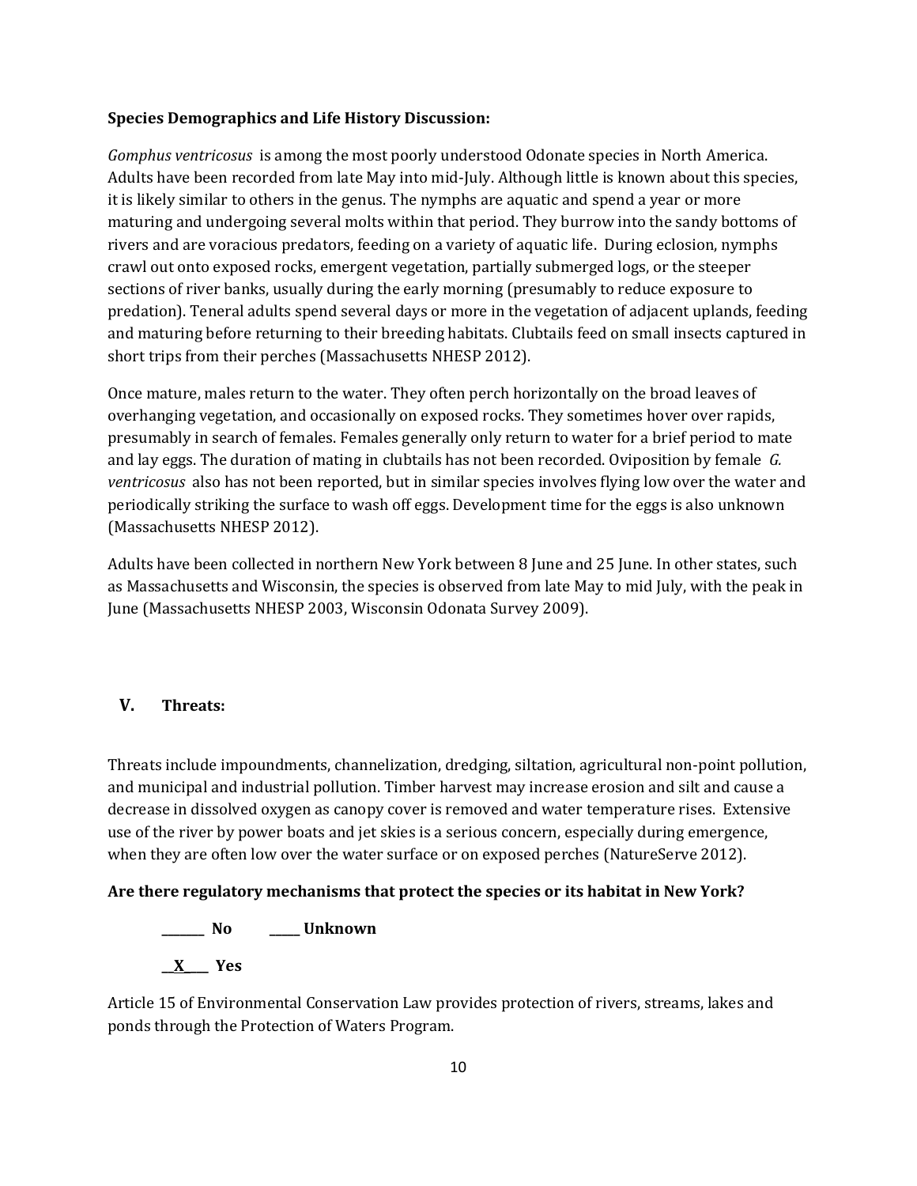**Species Demographics and Life History Discussion:**

*Gomphus ventricosus* is among the most poorly understood Odonate species in North America. Adults have been recorded from late May into mid-July. Although little is known about this species, it is likely similar to others in the genus. The nymphs are aquatic and spend a year or more maturing and undergoing several molts within that period. They burrow into the sandy bottoms of rivers and are voracious predators, feeding on a variety of aquatic life. During eclosion, nymphs crawl out onto exposed rocks, emergent vegetation, partially submerged logs, or the steeper sections of river banks, usually during the early morning (presumably to reduce exposure to predation). Teneral adults spend several days or more in the vegetation of adjacent uplands, feeding and maturing before returning to their breeding habitats. Clubtails feed on small insects captured in short trips from their perches (Massachusetts NHESP 2012).

Once mature, males return to the water. They often perch horizontally on the broad leaves of overhanging vegetation, and occasionally on exposed rocks. They sometimes hover over rapids, presumably in search of females. Females generally only return to water for a brief period to mate and lay eggs. The duration of mating in clubtails has not been recorded. Oviposition by female *G. ventricosus* also has not been reported, but in similar species involves flying low over the water and periodically striking the surface to wash off eggs. Development time for the eggs is also unknown (Massachusetts NHESP 2012).

Adults have been collected in northern New York between 8 June and 25 June. In other states, such as Massachusetts and Wisconsin, the species is observed from late May to mid July, with the peak in June (Massachusetts NHESP 2003, Wisconsin Odonata Survey 2009).

## V. Threats:

Threats include impoundments, channelization, dredging, siltation, agricultural non-point pollution, and municipal and industrial pollution. Timber harvest may increase erosion and silt and cause a decrease in dissolved oxygen as canopy cover is removed and water temperature rises. Extensive use of the river by power boats and jet skies is a serious concern, especially during emergence, when they are often low over the water surface or on exposed perches (NatureServe 2012).

**Are there regulatory mechanisms that protect the species or its habitat in New York?**

**_______ No     _____ Unknown**

**__X____ Yes**

Article 15 of Environmental Conservation Law provides protection of rivers, streams, lakes and ponds through the Protection of Waters Program.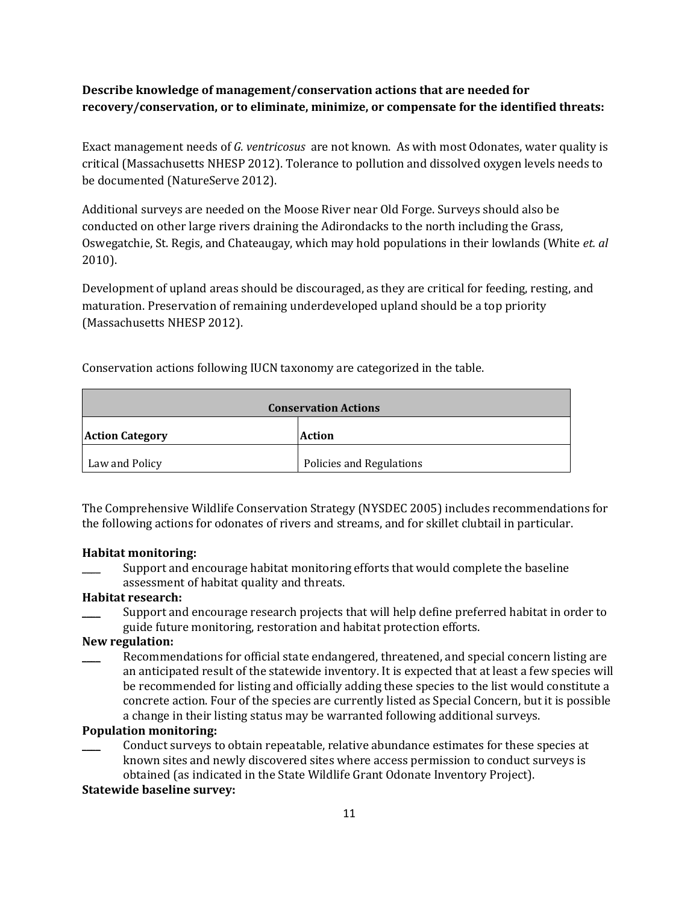**Describe knowledge of management/conservation actions that are needed for recovery/conservation, or to eliminate, minimize, or compensate for the identified threats:**

Exact management needs of *G. ventricosus* are not known. As with most Odonates, water quality is critical (Massachusetts NHESP 2012). Tolerance to pollution and dissolved oxygen levels needs to be documented (NatureServe 2012).

Additional surveys are needed on the Moose River near Old Forge. Surveys should also be conducted on other large rivers draining the Adirondacks to the north including the Grass, Oswegatchie, St. Regis, and Chateaugay, which may hold populations in their lowlands (White *et. al* 2010).

Development of upland areas should be discouraged, as they are critical for feeding, resting, and maturation. Preservation of remaining underdeveloped upland should be a top priority (Massachusetts NHESP 2012).

Conservation actions following IUCN taxonomy are categorized in the table.

| **Conservation Actions** | |
|---|---|
| **Action Category** | **Action** |
| Law and Policy | Policies and Regulations |

The Comprehensive Wildlife Conservation Strategy (NYSDEC 2005) includes recommendations for the following actions for odonates of rivers and streams, and for skillet clubtail in particular.

**Habitat monitoring:**

____ Support and encourage habitat monitoring efforts that would complete the baseline assessment of habitat quality and threats.

**Habitat research:**

____ Support and encourage research projects that will help define preferred habitat in order to guide future monitoring, restoration and habitat protection efforts.

**New regulation:**

____ Recommendations for official state endangered, threatened, and special concern listing are an anticipated result of the statewide inventory. It is expected that at least a few species will be recommended for listing and officially adding these species to the list would constitute a concrete action. Four of the species are currently listed as Special Concern, but it is possible a change in their listing status may be warranted following additional surveys.

**Population monitoring:**

____ Conduct surveys to obtain repeatable, relative abundance estimates for these species at known sites and newly discovered sites where access permission to conduct surveys is obtained (as indicated in the State Wildlife Grant Odonate Inventory Project).

**Statewide baseline survey:**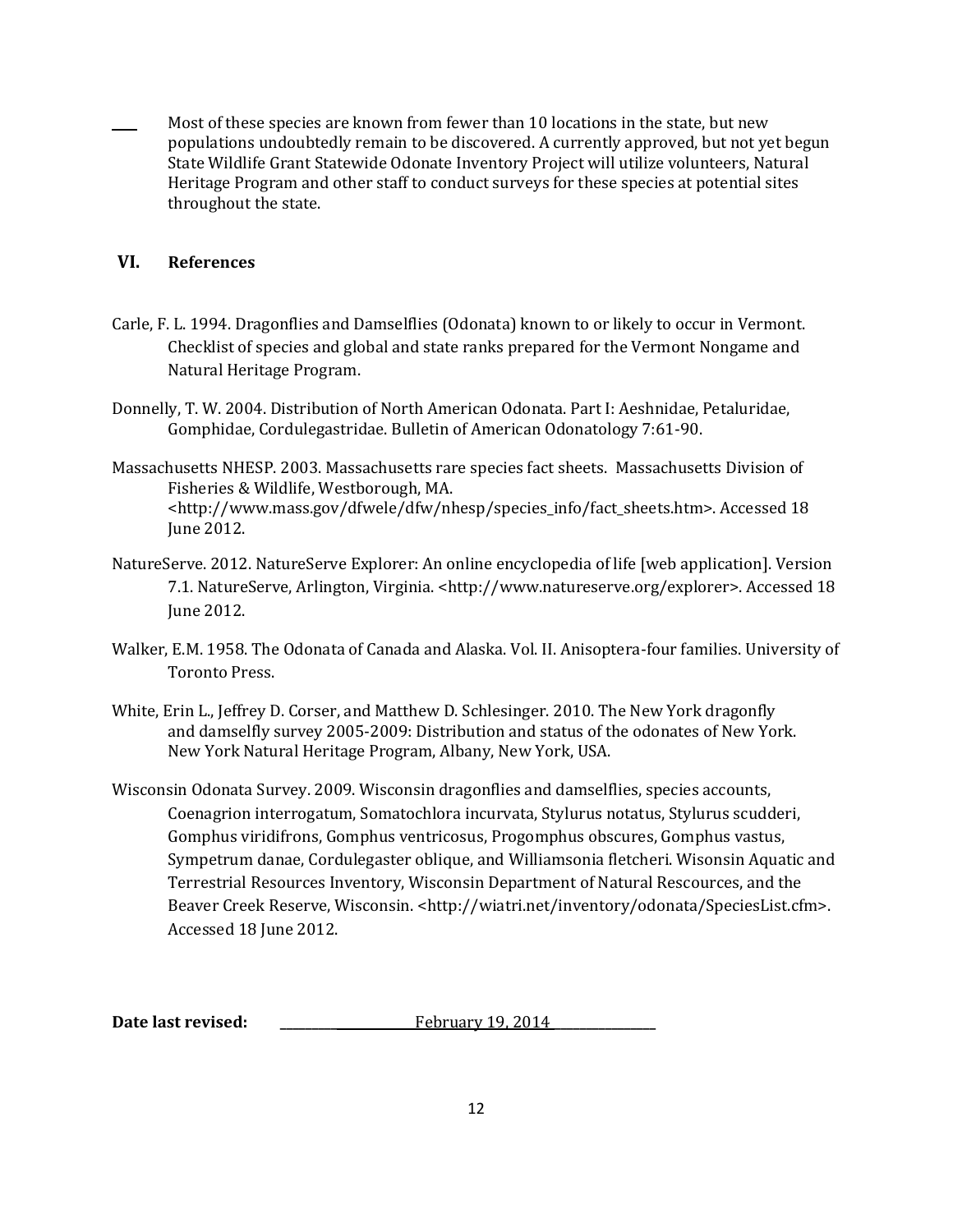\_\_\_ Most of these species are known from fewer than 10 locations in the state, but new populations undoubtedly remain to be discovered. A currently approved, but not yet begun State Wildlife Grant Statewide Odonate Inventory Project will utilize volunteers, Natural Heritage Program and other staff to conduct surveys for these species at potential sites throughout the state.

## VI. References

Carle, F. L. 1994. Dragonflies and Damselflies (Odonata) known to or likely to occur in Vermont. Checklist of species and global and state ranks prepared for the Vermont Nongame and Natural Heritage Program.

Donnelly, T. W. 2004. Distribution of North American Odonata. Part I: Aeshnidae, Petaluridae, Gomphidae, Cordulegastridae. Bulletin of American Odonatology 7:61-90.

Massachusetts NHESP. 2003. Massachusetts rare species fact sheets. Massachusetts Division of Fisheries & Wildlife, Westborough, MA. <http://www.mass.gov/dfwele/dfw/nhesp/species_info/fact_sheets.htm>. Accessed 18 June 2012.

NatureServe. 2012. NatureServe Explorer: An online encyclopedia of life [web application]. Version 7.1. NatureServe, Arlington, Virginia. <http://www.natureserve.org/explorer>. Accessed 18 June 2012.

Walker, E.M. 1958. The Odonata of Canada and Alaska. Vol. II. Anisoptera-four families. University of Toronto Press.

White, Erin L., Jeffrey D. Corser, and Matthew D. Schlesinger. 2010. The New York dragonfly and damselfly survey 2005-2009: Distribution and status of the odonates of New York. New York Natural Heritage Program, Albany, New York, USA.

Wisconsin Odonata Survey. 2009. Wisconsin dragonflies and damselflies, species accounts, Coenagrion interrogatum, Somatochlora incurvata, Stylurus notatus, Stylurus scudderi, Gomphus viridifrons, Gomphus ventricosus, Progomphus obscures, Gomphus vastus, Sympetrum danae, Cordulegaster oblique, and Williamsonia fletcheri. Wisonsin Aquatic and Terrestrial Resources Inventory, Wisconsin Department of Natural Rescources, and the Beaver Creek Reserve, Wisconsin. <http://wiatri.net/inventory/odonata/SpeciesList.cfm>. Accessed 18 June 2012.

**Date last revised:** February 19, 2014